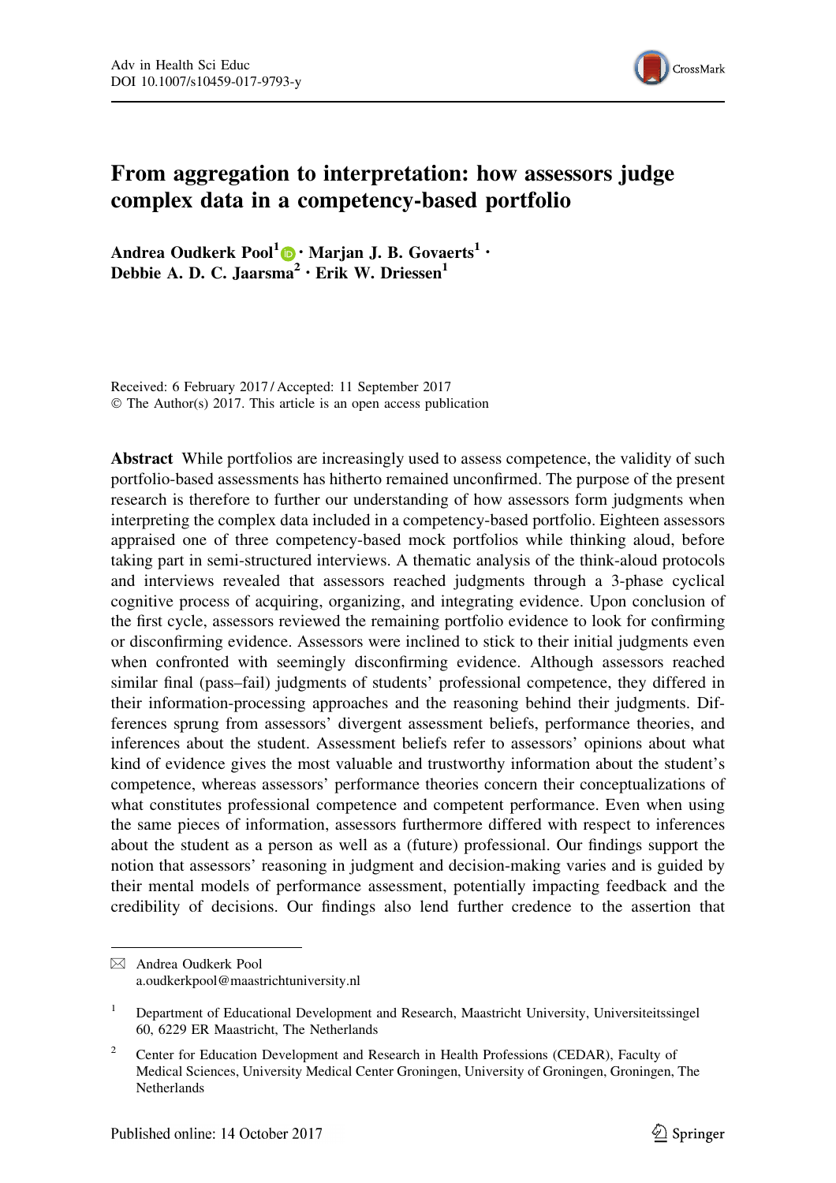# From aggregation to interpretation: how assessors judge complex data in a competency-based portfolio

**Andrea Oudkerk Pool[1] · Marjan J. B. Govaerts[1] · Debbie A. D. C. Jaarsma[2] · Erik W. Driessen[1]**

Received: 6 February 2017 / Accepted: 11 September 2017
© The Author(s) 2017. This article is an open access publication

**Abstract** While portfolios are increasingly used to assess competence, the validity of such portfolio-based assessments has hitherto remained unconfirmed. The purpose of the present research is therefore to further our understanding of how assessors form judgments when interpreting the complex data included in a competency-based portfolio. Eighteen assessors appraised one of three competency-based mock portfolios while thinking aloud, before taking part in semi-structured interviews. A thematic analysis of the think-aloud protocols and interviews revealed that assessors reached judgments through a 3-phase cyclical cognitive process of acquiring, organizing, and integrating evidence. Upon conclusion of the first cycle, assessors reviewed the remaining portfolio evidence to look for confirming or disconfirming evidence. Assessors were inclined to stick to their initial judgments even when confronted with seemingly disconfirming evidence. Although assessors reached similar final (pass–fail) judgments of students' professional competence, they differed in their information-processing approaches and the reasoning behind their judgments. Differences sprung from assessors' divergent assessment beliefs, performance theories, and inferences about the student. Assessment beliefs refer to assessors' opinions about what kind of evidence gives the most valuable and trustworthy information about the student's competence, whereas assessors' performance theories concern their conceptualizations of what constitutes professional competence and competent performance. Even when using the same pieces of information, assessors furthermore differed with respect to inferences about the student as a person as well as a (future) professional. Our findings support the notion that assessors' reasoning in judgment and decision-making varies and is guided by their mental models of performance assessment, potentially impacting feedback and the credibility of decisions. Our findings also lend further credence to the assertion that

---

✉ Andrea Oudkerk Pool
a.oudkerkpool@maastrichtuniversity.nl

[1] Department of Educational Development and Research, Maastricht University, Universiteitssingel 60, 6229 ER Maastricht, The Netherlands

[2] Center for Education Development and Research in Health Professions (CEDAR), Faculty of Medical Sciences, University Medical Center Groningen, University of Groningen, Groningen, The Netherlands

Published online: 14 October 2017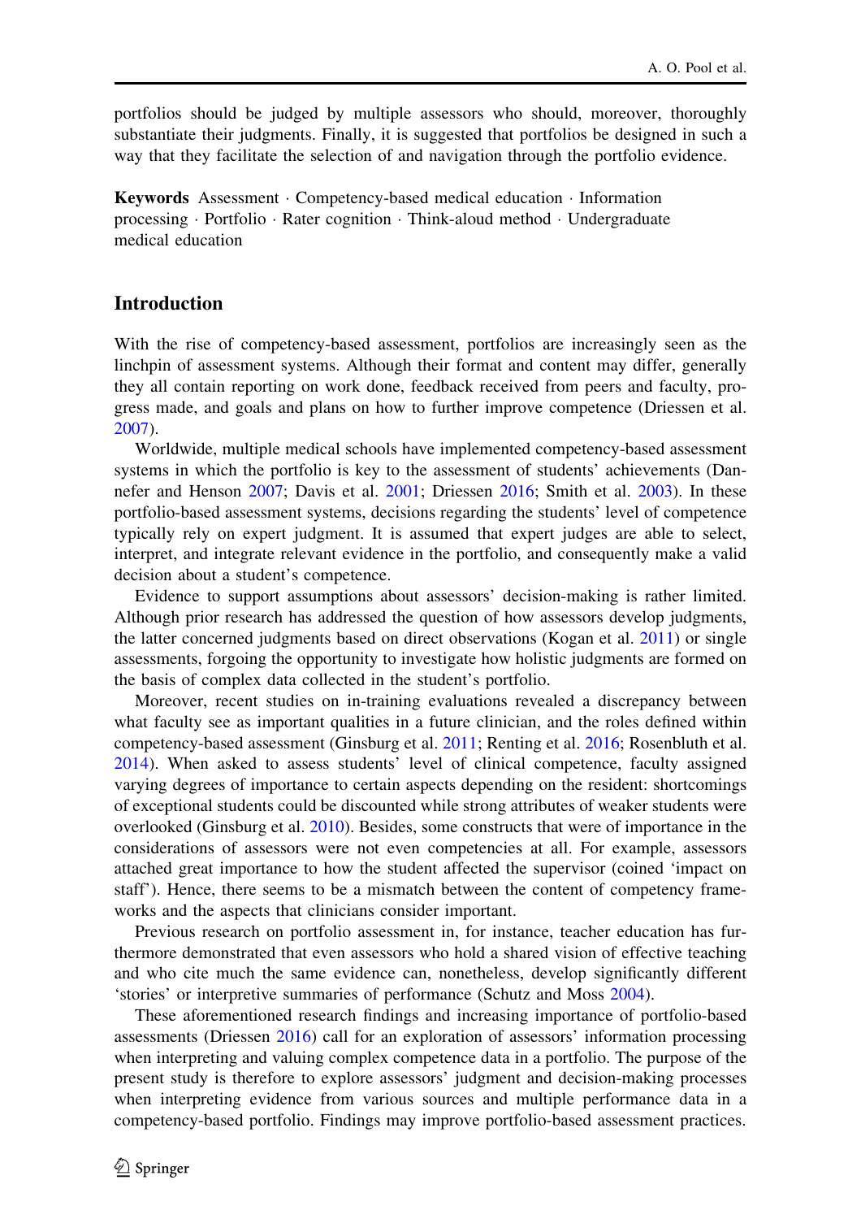portfolios should be judged by multiple assessors who should, moreover, thoroughly substantiate their judgments. Finally, it is suggested that portfolios be designed in such a way that they facilitate the selection of and navigation through the portfolio evidence.

**Keywords** Assessment · Competency-based medical education · Information processing · Portfolio · Rater cognition · Think-aloud method · Undergraduate medical education

## Introduction

With the rise of competency-based assessment, portfolios are increasingly seen as the linchpin of assessment systems. Although their format and content may differ, generally they all contain reporting on work done, feedback received from peers and faculty, progress made, and goals and plans on how to further improve competence (Driessen et al. 2007).

Worldwide, multiple medical schools have implemented competency-based assessment systems in which the portfolio is key to the assessment of students' achievements (Dannefer and Henson 2007; Davis et al. 2001; Driessen 2016; Smith et al. 2003). In these portfolio-based assessment systems, decisions regarding the students' level of competence typically rely on expert judgment. It is assumed that expert judges are able to select, interpret, and integrate relevant evidence in the portfolio, and consequently make a valid decision about a student's competence.

Evidence to support assumptions about assessors' decision-making is rather limited. Although prior research has addressed the question of how assessors develop judgments, the latter concerned judgments based on direct observations (Kogan et al. 2011) or single assessments, forgoing the opportunity to investigate how holistic judgments are formed on the basis of complex data collected in the student's portfolio.

Moreover, recent studies on in-training evaluations revealed a discrepancy between what faculty see as important qualities in a future clinician, and the roles defined within competency-based assessment (Ginsburg et al. 2011; Renting et al. 2016; Rosenbluth et al. 2014). When asked to assess students' level of clinical competence, faculty assigned varying degrees of importance to certain aspects depending on the resident: shortcomings of exceptional students could be discounted while strong attributes of weaker students were overlooked (Ginsburg et al. 2010). Besides, some constructs that were of importance in the considerations of assessors were not even competencies at all. For example, assessors attached great importance to how the student affected the supervisor (coined 'impact on staff'). Hence, there seems to be a mismatch between the content of competency frameworks and the aspects that clinicians consider important.

Previous research on portfolio assessment in, for instance, teacher education has furthermore demonstrated that even assessors who hold a shared vision of effective teaching and who cite much the same evidence can, nonetheless, develop significantly different 'stories' or interpretive summaries of performance (Schutz and Moss 2004).

These aforementioned research findings and increasing importance of portfolio-based assessments (Driessen 2016) call for an exploration of assessors' information processing when interpreting and valuing complex competence data in a portfolio. The purpose of the present study is therefore to explore assessors' judgment and decision-making processes when interpreting evidence from various sources and multiple performance data in a competency-based portfolio. Findings may improve portfolio-based assessment practices.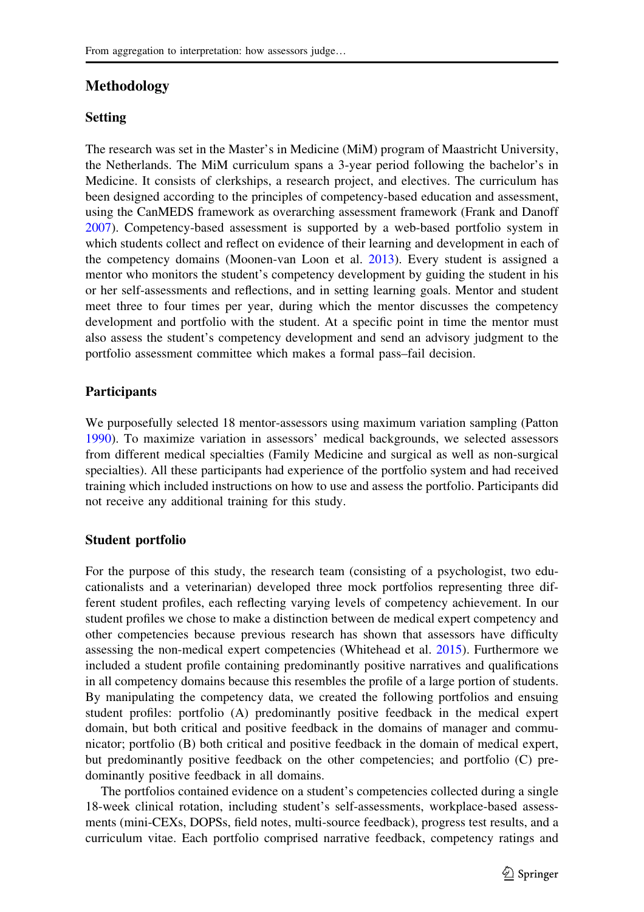## Methodology

### Setting

The research was set in the Master's in Medicine (MiM) program of Maastricht University, the Netherlands. The MiM curriculum spans a 3-year period following the bachelor's in Medicine. It consists of clerkships, a research project, and electives. The curriculum has been designed according to the principles of competency-based education and assessment, using the CanMEDS framework as overarching assessment framework (Frank and Danoff 2007). Competency-based assessment is supported by a web-based portfolio system in which students collect and reflect on evidence of their learning and development in each of the competency domains (Moonen-van Loon et al. 2013). Every student is assigned a mentor who monitors the student's competency development by guiding the student in his or her self-assessments and reflections, and in setting learning goals. Mentor and student meet three to four times per year, during which the mentor discusses the competency development and portfolio with the student. At a specific point in time the mentor must also assess the student's competency development and send an advisory judgment to the portfolio assessment committee which makes a formal pass–fail decision.

### Participants

We purposefully selected 18 mentor-assessors using maximum variation sampling (Patton 1990). To maximize variation in assessors' medical backgrounds, we selected assessors from different medical specialties (Family Medicine and surgical as well as non-surgical specialties). All these participants had experience of the portfolio system and had received training which included instructions on how to use and assess the portfolio. Participants did not receive any additional training for this study.

### Student portfolio

For the purpose of this study, the research team (consisting of a psychologist, two educationalists and a veterinarian) developed three mock portfolios representing three different student profiles, each reflecting varying levels of competency achievement. In our student profiles we chose to make a distinction between de medical expert competency and other competencies because previous research has shown that assessors have difficulty assessing the non-medical expert competencies (Whitehead et al. 2015). Furthermore we included a student profile containing predominantly positive narratives and qualifications in all competency domains because this resembles the profile of a large portion of students. By manipulating the competency data, we created the following portfolios and ensuing student profiles: portfolio (A) predominantly positive feedback in the medical expert domain, but both critical and positive feedback in the domains of manager and communicator; portfolio (B) both critical and positive feedback in the domain of medical expert, but predominantly positive feedback on the other competencies; and portfolio (C) predominantly positive feedback in all domains.

The portfolios contained evidence on a student's competencies collected during a single 18-week clinical rotation, including student's self-assessments, workplace-based assessments (mini-CEXs, DOPSs, field notes, multi-source feedback), progress test results, and a curriculum vitae. Each portfolio comprised narrative feedback, competency ratings and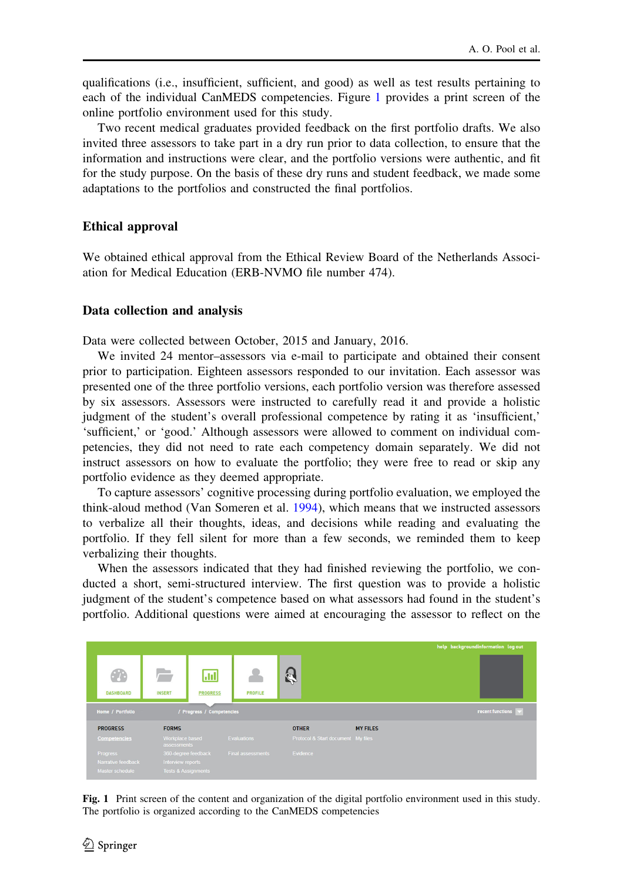qualifications (i.e., insufficient, sufficient, and good) as well as test results pertaining to each of the individual CanMEDS competencies. Figure 1 provides a print screen of the online portfolio environment used for this study.

Two recent medical graduates provided feedback on the first portfolio drafts. We also invited three assessors to take part in a dry run prior to data collection, to ensure that the information and instructions were clear, and the portfolio versions were authentic, and fit for the study purpose. On the basis of these dry runs and student feedback, we made some adaptations to the portfolios and constructed the final portfolios.

## Ethical approval

We obtained ethical approval from the Ethical Review Board of the Netherlands Association for Medical Education (ERB-NVMO file number 474).

## Data collection and analysis

Data were collected between October, 2015 and January, 2016.

We invited 24 mentor–assessors via e-mail to participate and obtained their consent prior to participation. Eighteen assessors responded to our invitation. Each assessor was presented one of the three portfolio versions, each portfolio version was therefore assessed by six assessors. Assessors were instructed to carefully read it and provide a holistic judgment of the student's overall professional competence by rating it as 'insufficient,' 'sufficient,' or 'good.' Although assessors were allowed to comment on individual competencies, they did not need to rate each competency domain separately. We did not instruct assessors on how to evaluate the portfolio; they were free to read or skip any portfolio evidence as they deemed appropriate.

To capture assessors' cognitive processing during portfolio evaluation, we employed the think-aloud method (Van Someren et al. 1994), which means that we instructed assessors to verbalize all their thoughts, ideas, and decisions while reading and evaluating the portfolio. If they fell silent for more than a few seconds, we reminded them to keep verbalizing their thoughts.

When the assessors indicated that they had finished reviewing the portfolio, we conducted a short, semi-structured interview. The first question was to provide a holistic judgment of the student's competence based on what assessors had found in the student's portfolio. Additional questions were aimed at encouraging the assessor to reflect on the

**Fig. 1** Print screen of the content and organization of the digital portfolio environment used in this study. The portfolio is organized according to the CanMEDS competencies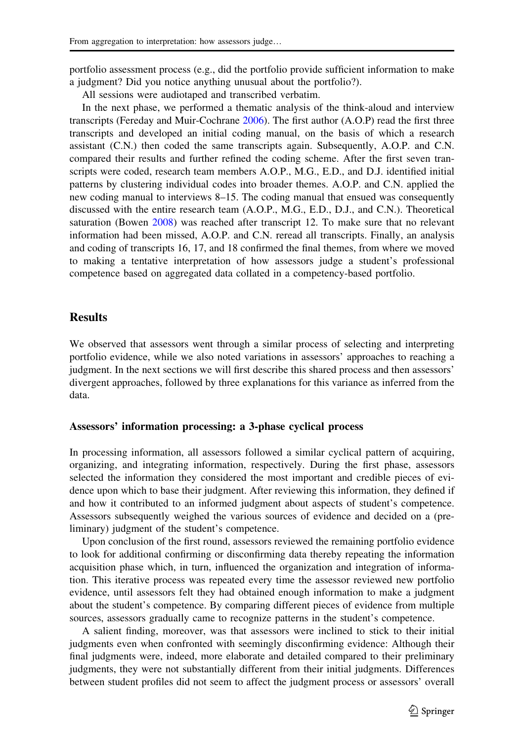portfolio assessment process (e.g., did the portfolio provide sufficient information to make a judgment? Did you notice anything unusual about the portfolio?).

All sessions were audiotaped and transcribed verbatim.

In the next phase, we performed a thematic analysis of the think-aloud and interview transcripts (Fereday and Muir-Cochrane 2006). The first author (A.O.P) read the first three transcripts and developed an initial coding manual, on the basis of which a research assistant (C.N.) then coded the same transcripts again. Subsequently, A.O.P. and C.N. compared their results and further refined the coding scheme. After the first seven transcripts were coded, research team members A.O.P., M.G., E.D., and D.J. identified initial patterns by clustering individual codes into broader themes. A.O.P. and C.N. applied the new coding manual to interviews 8–15. The coding manual that ensued was consequently discussed with the entire research team (A.O.P., M.G., E.D., D.J., and C.N.). Theoretical saturation (Bowen 2008) was reached after transcript 12. To make sure that no relevant information had been missed, A.O.P. and C.N. reread all transcripts. Finally, an analysis and coding of transcripts 16, 17, and 18 confirmed the final themes, from where we moved to making a tentative interpretation of how assessors judge a student's professional competence based on aggregated data collated in a competency-based portfolio.

## Results

We observed that assessors went through a similar process of selecting and interpreting portfolio evidence, while we also noted variations in assessors' approaches to reaching a judgment. In the next sections we will first describe this shared process and then assessors' divergent approaches, followed by three explanations for this variance as inferred from the data.

### Assessors' information processing: a 3-phase cyclical process

In processing information, all assessors followed a similar cyclical pattern of acquiring, organizing, and integrating information, respectively. During the first phase, assessors selected the information they considered the most important and credible pieces of evidence upon which to base their judgment. After reviewing this information, they defined if and how it contributed to an informed judgment about aspects of student's competence. Assessors subsequently weighed the various sources of evidence and decided on a (preliminary) judgment of the student's competence.

Upon conclusion of the first round, assessors reviewed the remaining portfolio evidence to look for additional confirming or disconfirming data thereby repeating the information acquisition phase which, in turn, influenced the organization and integration of information. This iterative process was repeated every time the assessor reviewed new portfolio evidence, until assessors felt they had obtained enough information to make a judgment about the student's competence. By comparing different pieces of evidence from multiple sources, assessors gradually came to recognize patterns in the student's competence.

A salient finding, moreover, was that assessors were inclined to stick to their initial judgments even when confronted with seemingly disconfirming evidence: Although their final judgments were, indeed, more elaborate and detailed compared to their preliminary judgments, they were not substantially different from their initial judgments. Differences between student profiles did not seem to affect the judgment process or assessors' overall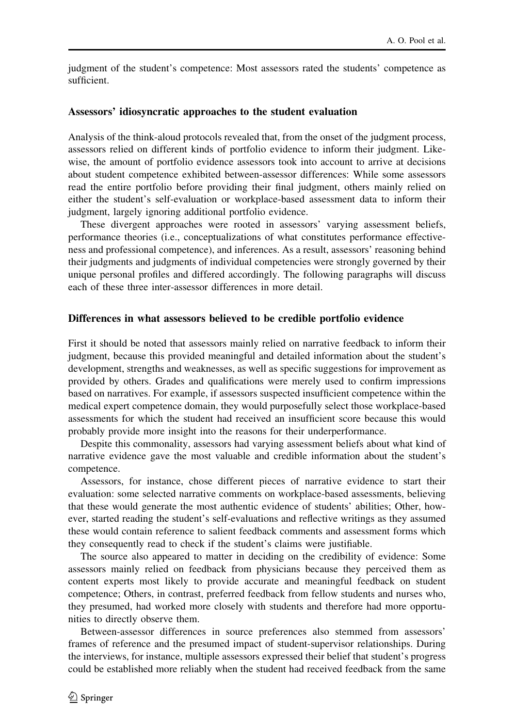judgment of the student's competence: Most assessors rated the students' competence as sufficient.

### Assessors' idiosyncratic approaches to the student evaluation

Analysis of the think-aloud protocols revealed that, from the onset of the judgment process, assessors relied on different kinds of portfolio evidence to inform their judgment. Likewise, the amount of portfolio evidence assessors took into account to arrive at decisions about student competence exhibited between-assessor differences: While some assessors read the entire portfolio before providing their final judgment, others mainly relied on either the student's self-evaluation or workplace-based assessment data to inform their judgment, largely ignoring additional portfolio evidence.

These divergent approaches were rooted in assessors' varying assessment beliefs, performance theories (i.e., conceptualizations of what constitutes performance effectiveness and professional competence), and inferences. As a result, assessors' reasoning behind their judgments and judgments of individual competencies were strongly governed by their unique personal profiles and differed accordingly. The following paragraphs will discuss each of these three inter-assessor differences in more detail.

### Differences in what assessors believed to be credible portfolio evidence

First it should be noted that assessors mainly relied on narrative feedback to inform their judgment, because this provided meaningful and detailed information about the student's development, strengths and weaknesses, as well as specific suggestions for improvement as provided by others. Grades and qualifications were merely used to confirm impressions based on narratives. For example, if assessors suspected insufficient competence within the medical expert competence domain, they would purposefully select those workplace-based assessments for which the student had received an insufficient score because this would probably provide more insight into the reasons for their underperformance.

Despite this commonality, assessors had varying assessment beliefs about what kind of narrative evidence gave the most valuable and credible information about the student's competence.

Assessors, for instance, chose different pieces of narrative evidence to start their evaluation: some selected narrative comments on workplace-based assessments, believing that these would generate the most authentic evidence of students' abilities; Other, however, started reading the student's self-evaluations and reflective writings as they assumed these would contain reference to salient feedback comments and assessment forms which they consequently read to check if the student's claims were justifiable.

The source also appeared to matter in deciding on the credibility of evidence: Some assessors mainly relied on feedback from physicians because they perceived them as content experts most likely to provide accurate and meaningful feedback on student competence; Others, in contrast, preferred feedback from fellow students and nurses who, they presumed, had worked more closely with students and therefore had more opportunities to directly observe them.

Between-assessor differences in source preferences also stemmed from assessors' frames of reference and the presumed impact of student-supervisor relationships. During the interviews, for instance, multiple assessors expressed their belief that student's progress could be established more reliably when the student had received feedback from the same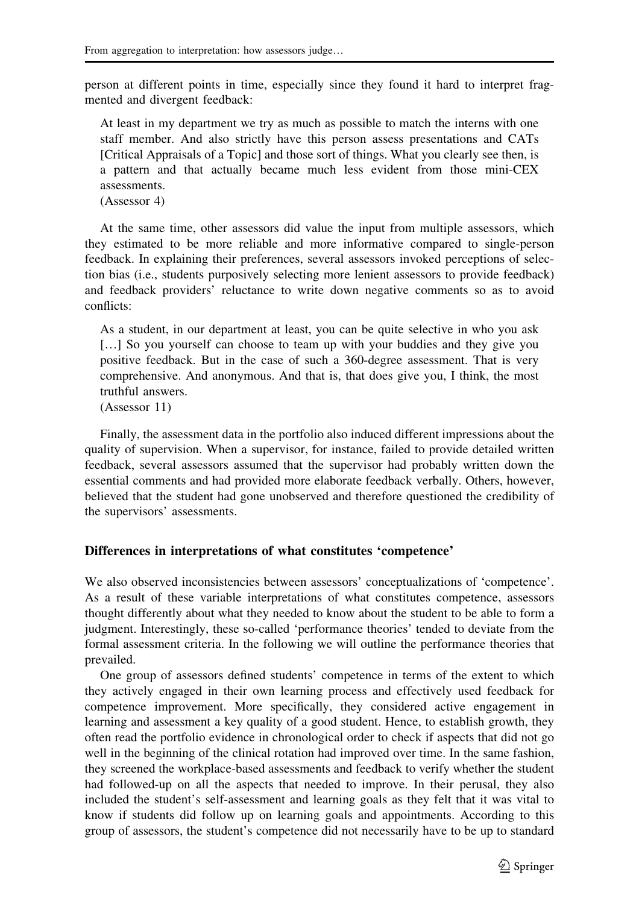person at different points in time, especially since they found it hard to interpret fragmented and divergent feedback:

> At least in my department we try as much as possible to match the interns with one staff member. And also strictly have this person assess presentations and CATs [Critical Appraisals of a Topic] and those sort of things. What you clearly see then, is a pattern and that actually became much less evident from those mini-CEX assessments.
> (Assessor 4)

At the same time, other assessors did value the input from multiple assessors, which they estimated to be more reliable and more informative compared to single-person feedback. In explaining their preferences, several assessors invoked perceptions of selection bias (i.e., students purposively selecting more lenient assessors to provide feedback) and feedback providers' reluctance to write down negative comments so as to avoid conflicts:

> As a student, in our department at least, you can be quite selective in who you ask […] So you yourself can choose to team up with your buddies and they give you positive feedback. But in the case of such a 360-degree assessment. That is very comprehensive. And anonymous. And that is, that does give you, I think, the most truthful answers.
> (Assessor 11)

Finally, the assessment data in the portfolio also induced different impressions about the quality of supervision. When a supervisor, for instance, failed to provide detailed written feedback, several assessors assumed that the supervisor had probably written down the essential comments and had provided more elaborate feedback verbally. Others, however, believed that the student had gone unobserved and therefore questioned the credibility of the supervisors' assessments.

### Differences in interpretations of what constitutes 'competence'

We also observed inconsistencies between assessors' conceptualizations of 'competence'. As a result of these variable interpretations of what constitutes competence, assessors thought differently about what they needed to know about the student to be able to form a judgment. Interestingly, these so-called 'performance theories' tended to deviate from the formal assessment criteria. In the following we will outline the performance theories that prevailed.

One group of assessors defined students' competence in terms of the extent to which they actively engaged in their own learning process and effectively used feedback for competence improvement. More specifically, they considered active engagement in learning and assessment a key quality of a good student. Hence, to establish growth, they often read the portfolio evidence in chronological order to check if aspects that did not go well in the beginning of the clinical rotation had improved over time. In the same fashion, they screened the workplace-based assessments and feedback to verify whether the student had followed-up on all the aspects that needed to improve. In their perusal, they also included the student's self-assessment and learning goals as they felt that it was vital to know if students did follow up on learning goals and appointments. According to this group of assessors, the student's competence did not necessarily have to be up to standard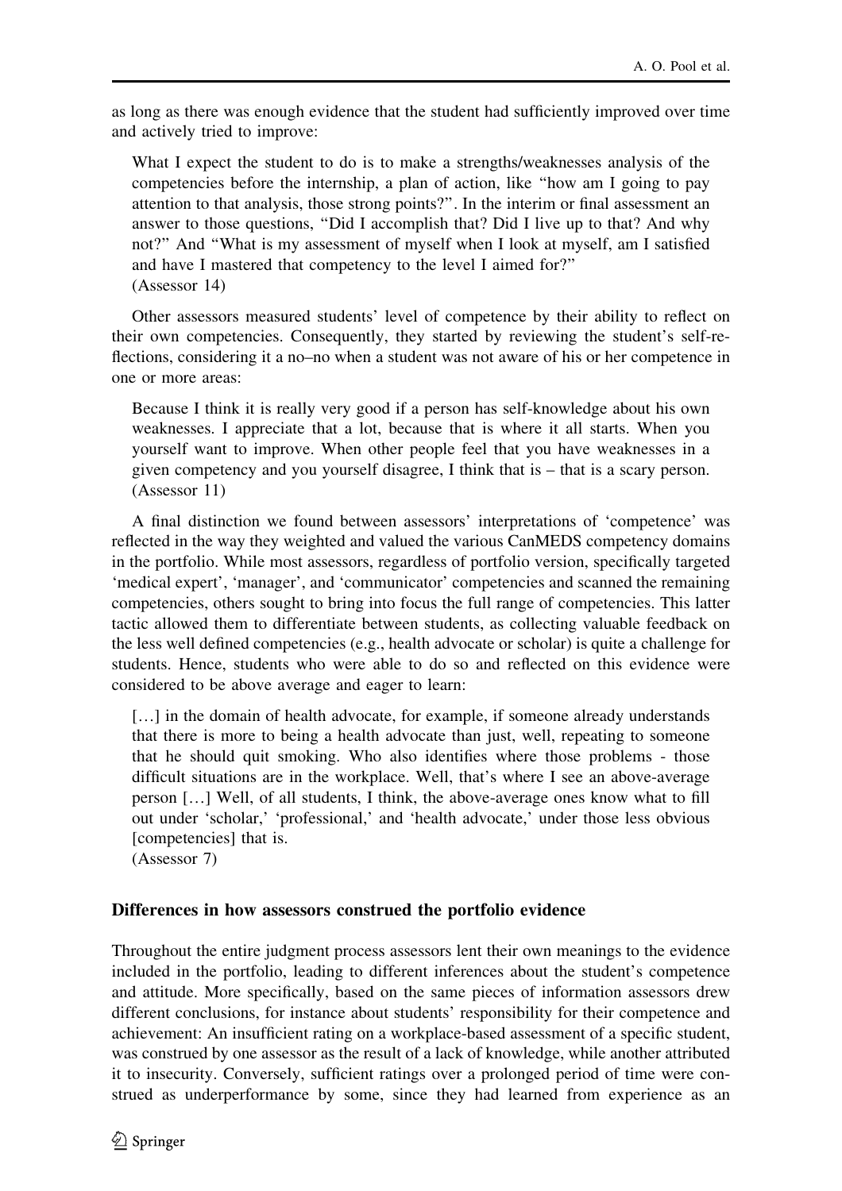as long as there was enough evidence that the student had sufficiently improved over time and actively tried to improve:

> What I expect the student to do is to make a strengths/weaknesses analysis of the competencies before the internship, a plan of action, like "how am I going to pay attention to that analysis, those strong points?". In the interim or final assessment an answer to those questions, "Did I accomplish that? Did I live up to that? And why not?" And "What is my assessment of myself when I look at myself, am I satisfied and have I mastered that competency to the level I aimed for?"
> (Assessor 14)

Other assessors measured students' level of competence by their ability to reflect on their own competencies. Consequently, they started by reviewing the student's self-reflections, considering it a no–no when a student was not aware of his or her competence in one or more areas:

> Because I think it is really very good if a person has self-knowledge about his own weaknesses. I appreciate that a lot, because that is where it all starts. When you yourself want to improve. When other people feel that you have weaknesses in a given competency and you yourself disagree, I think that is – that is a scary person.
> (Assessor 11)

A final distinction we found between assessors' interpretations of 'competence' was reflected in the way they weighted and valued the various CanMEDS competency domains in the portfolio. While most assessors, regardless of portfolio version, specifically targeted 'medical expert', 'manager', and 'communicator' competencies and scanned the remaining competencies, others sought to bring into focus the full range of competencies. This latter tactic allowed them to differentiate between students, as collecting valuable feedback on the less well defined competencies (e.g., health advocate or scholar) is quite a challenge for students. Hence, students who were able to do so and reflected on this evidence were considered to be above average and eager to learn:

> […] in the domain of health advocate, for example, if someone already understands that there is more to being a health advocate than just, well, repeating to someone that he should quit smoking. Who also identifies where those problems - those difficult situations are in the workplace. Well, that's where I see an above-average person […] Well, of all students, I think, the above-average ones know what to fill out under 'scholar,' 'professional,' and 'health advocate,' under those less obvious [competencies] that is.
> (Assessor 7)

### Differences in how assessors construed the portfolio evidence

Throughout the entire judgment process assessors lent their own meanings to the evidence included in the portfolio, leading to different inferences about the student's competence and attitude. More specifically, based on the same pieces of information assessors drew different conclusions, for instance about students' responsibility for their competence and achievement: An insufficient rating on a workplace-based assessment of a specific student, was construed by one assessor as the result of a lack of knowledge, while another attributed it to insecurity. Conversely, sufficient ratings over a prolonged period of time were construed as underperformance by some, since they had learned from experience as an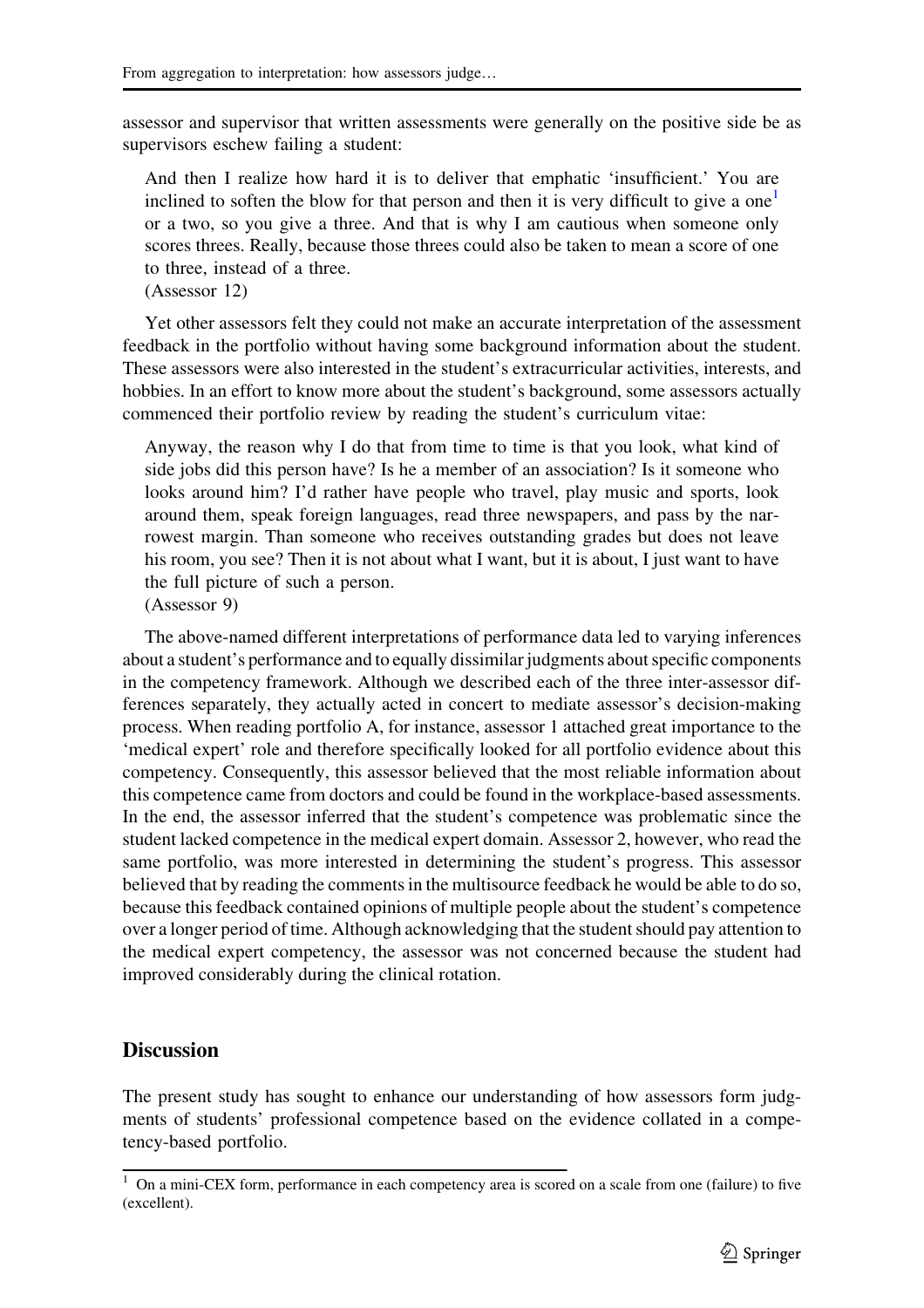assessor and supervisor that written assessments were generally on the positive side be as supervisors eschew failing a student:

> And then I realize how hard it is to deliver that emphatic 'insufficient.' You are inclined to soften the blow for that person and then it is very difficult to give a one[1] or a two, so you give a three. And that is why I am cautious when someone only scores threes. Really, because those threes could also be taken to mean a score of one to three, instead of a three.
> (Assessor 12)

Yet other assessors felt they could not make an accurate interpretation of the assessment feedback in the portfolio without having some background information about the student. These assessors were also interested in the student's extracurricular activities, interests, and hobbies. In an effort to know more about the student's background, some assessors actually commenced their portfolio review by reading the student's curriculum vitae:

> Anyway, the reason why I do that from time to time is that you look, what kind of side jobs did this person have? Is he a member of an association? Is it someone who looks around him? I'd rather have people who travel, play music and sports, look around them, speak foreign languages, read three newspapers, and pass by the narrowest margin. Than someone who receives outstanding grades but does not leave his room, you see? Then it is not about what I want, but it is about, I just want to have the full picture of such a person.
> (Assessor 9)

The above-named different interpretations of performance data led to varying inferences about a student's performance and to equally dissimilar judgments about specific components in the competency framework. Although we described each of the three inter-assessor differences separately, they actually acted in concert to mediate assessor's decision-making process. When reading portfolio A, for instance, assessor 1 attached great importance to the 'medical expert' role and therefore specifically looked for all portfolio evidence about this competency. Consequently, this assessor believed that the most reliable information about this competence came from doctors and could be found in the workplace-based assessments. In the end, the assessor inferred that the student's competence was problematic since the student lacked competence in the medical expert domain. Assessor 2, however, who read the same portfolio, was more interested in determining the student's progress. This assessor believed that by reading the comments in the multisource feedback he would be able to do so, because this feedback contained opinions of multiple people about the student's competence over a longer period of time. Although acknowledging that the student should pay attention to the medical expert competency, the assessor was not concerned because the student had improved considerably during the clinical rotation.

## Discussion

The present study has sought to enhance our understanding of how assessors form judgments of students' professional competence based on the evidence collated in a competency-based portfolio.

---

[1] On a mini-CEX form, performance in each competency area is scored on a scale from one (failure) to five (excellent).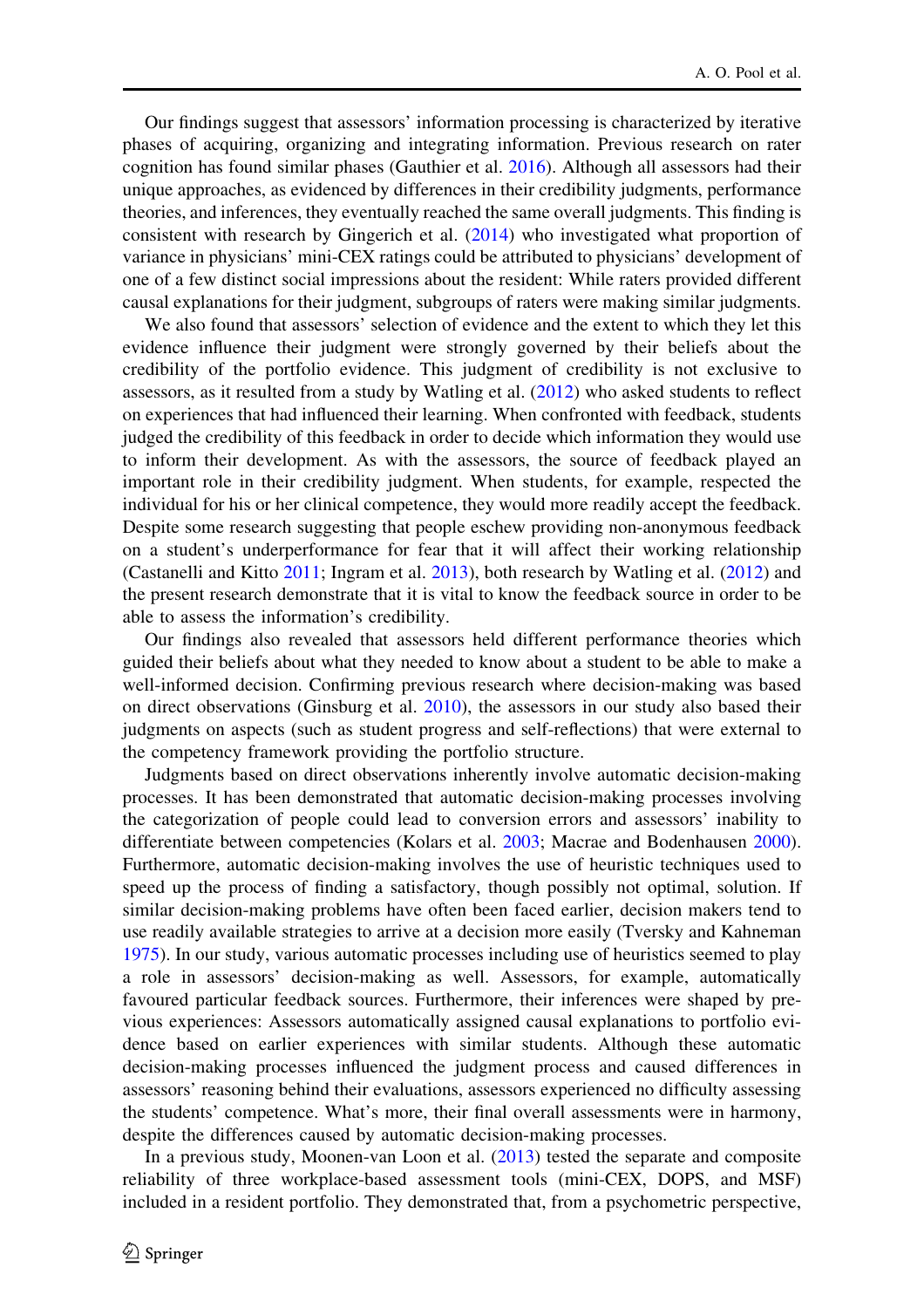Our findings suggest that assessors' information processing is characterized by iterative phases of acquiring, organizing and integrating information. Previous research on rater cognition has found similar phases (Gauthier et al. 2016). Although all assessors had their unique approaches, as evidenced by differences in their credibility judgments, performance theories, and inferences, they eventually reached the same overall judgments. This finding is consistent with research by Gingerich et al. (2014) who investigated what proportion of variance in physicians' mini-CEX ratings could be attributed to physicians' development of one of a few distinct social impressions about the resident: While raters provided different causal explanations for their judgment, subgroups of raters were making similar judgments.

We also found that assessors' selection of evidence and the extent to which they let this evidence influence their judgment were strongly governed by their beliefs about the credibility of the portfolio evidence. This judgment of credibility is not exclusive to assessors, as it resulted from a study by Watling et al. (2012) who asked students to reflect on experiences that had influenced their learning. When confronted with feedback, students judged the credibility of this feedback in order to decide which information they would use to inform their development. As with the assessors, the source of feedback played an important role in their credibility judgment. When students, for example, respected the individual for his or her clinical competence, they would more readily accept the feedback. Despite some research suggesting that people eschew providing non-anonymous feedback on a student's underperformance for fear that it will affect their working relationship (Castanelli and Kitto 2011; Ingram et al. 2013), both research by Watling et al. (2012) and the present research demonstrate that it is vital to know the feedback source in order to be able to assess the information's credibility.

Our findings also revealed that assessors held different performance theories which guided their beliefs about what they needed to know about a student to be able to make a well-informed decision. Confirming previous research where decision-making was based on direct observations (Ginsburg et al. 2010), the assessors in our study also based their judgments on aspects (such as student progress and self-reflections) that were external to the competency framework providing the portfolio structure.

Judgments based on direct observations inherently involve automatic decision-making processes. It has been demonstrated that automatic decision-making processes involving the categorization of people could lead to conversion errors and assessors' inability to differentiate between competencies (Kolars et al. 2003; Macrae and Bodenhausen 2000). Furthermore, automatic decision-making involves the use of heuristic techniques used to speed up the process of finding a satisfactory, though possibly not optimal, solution. If similar decision-making problems have often been faced earlier, decision makers tend to use readily available strategies to arrive at a decision more easily (Tversky and Kahneman 1975). In our study, various automatic processes including use of heuristics seemed to play a role in assessors' decision-making as well. Assessors, for example, automatically favoured particular feedback sources. Furthermore, their inferences were shaped by previous experiences: Assessors automatically assigned causal explanations to portfolio evidence based on earlier experiences with similar students. Although these automatic decision-making processes influenced the judgment process and caused differences in assessors' reasoning behind their evaluations, assessors experienced no difficulty assessing the students' competence. What's more, their final overall assessments were in harmony, despite the differences caused by automatic decision-making processes.

In a previous study, Moonen-van Loon et al. (2013) tested the separate and composite reliability of three workplace-based assessment tools (mini-CEX, DOPS, and MSF) included in a resident portfolio. They demonstrated that, from a psychometric perspective,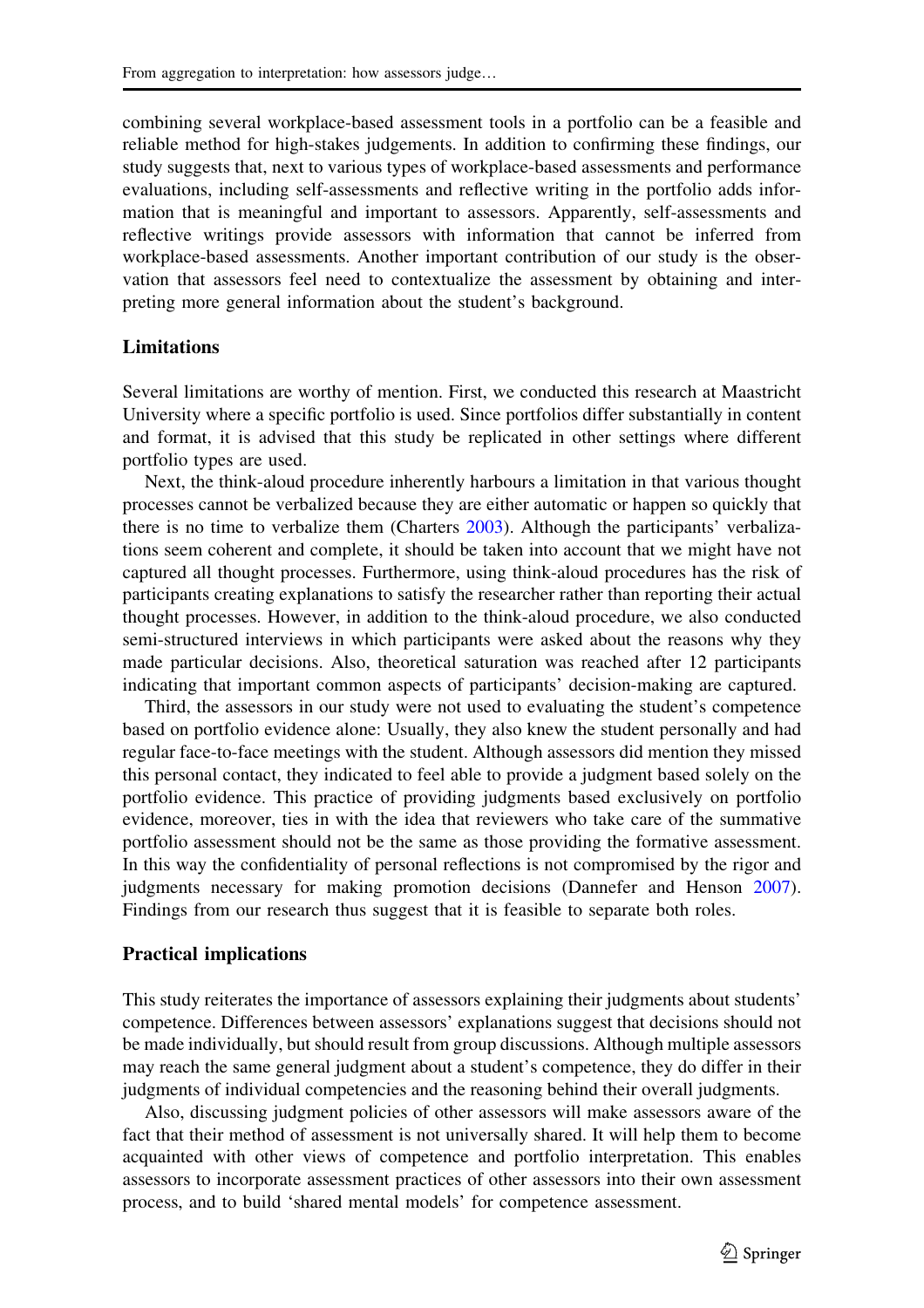combining several workplace-based assessment tools in a portfolio can be a feasible and reliable method for high-stakes judgements. In addition to confirming these findings, our study suggests that, next to various types of workplace-based assessments and performance evaluations, including self-assessments and reflective writing in the portfolio adds information that is meaningful and important to assessors. Apparently, self-assessments and reflective writings provide assessors with information that cannot be inferred from workplace-based assessments. Another important contribution of our study is the observation that assessors feel need to contextualize the assessment by obtaining and interpreting more general information about the student's background.

### Limitations

Several limitations are worthy of mention. First, we conducted this research at Maastricht University where a specific portfolio is used. Since portfolios differ substantially in content and format, it is advised that this study be replicated in other settings where different portfolio types are used.

Next, the think-aloud procedure inherently harbours a limitation in that various thought processes cannot be verbalized because they are either automatic or happen so quickly that there is no time to verbalize them (Charters 2003). Although the participants' verbalizations seem coherent and complete, it should be taken into account that we might have not captured all thought processes. Furthermore, using think-aloud procedures has the risk of participants creating explanations to satisfy the researcher rather than reporting their actual thought processes. However, in addition to the think-aloud procedure, we also conducted semi-structured interviews in which participants were asked about the reasons why they made particular decisions. Also, theoretical saturation was reached after 12 participants indicating that important common aspects of participants' decision-making are captured.

Third, the assessors in our study were not used to evaluating the student's competence based on portfolio evidence alone: Usually, they also knew the student personally and had regular face-to-face meetings with the student. Although assessors did mention they missed this personal contact, they indicated to feel able to provide a judgment based solely on the portfolio evidence. This practice of providing judgments based exclusively on portfolio evidence, moreover, ties in with the idea that reviewers who take care of the summative portfolio assessment should not be the same as those providing the formative assessment. In this way the confidentiality of personal reflections is not compromised by the rigor and judgments necessary for making promotion decisions (Dannefer and Henson 2007). Findings from our research thus suggest that it is feasible to separate both roles.

### Practical implications

This study reiterates the importance of assessors explaining their judgments about students' competence. Differences between assessors' explanations suggest that decisions should not be made individually, but should result from group discussions. Although multiple assessors may reach the same general judgment about a student's competence, they do differ in their judgments of individual competencies and the reasoning behind their overall judgments.

Also, discussing judgment policies of other assessors will make assessors aware of the fact that their method of assessment is not universally shared. It will help them to become acquainted with other views of competence and portfolio interpretation. This enables assessors to incorporate assessment practices of other assessors into their own assessment process, and to build 'shared mental models' for competence assessment.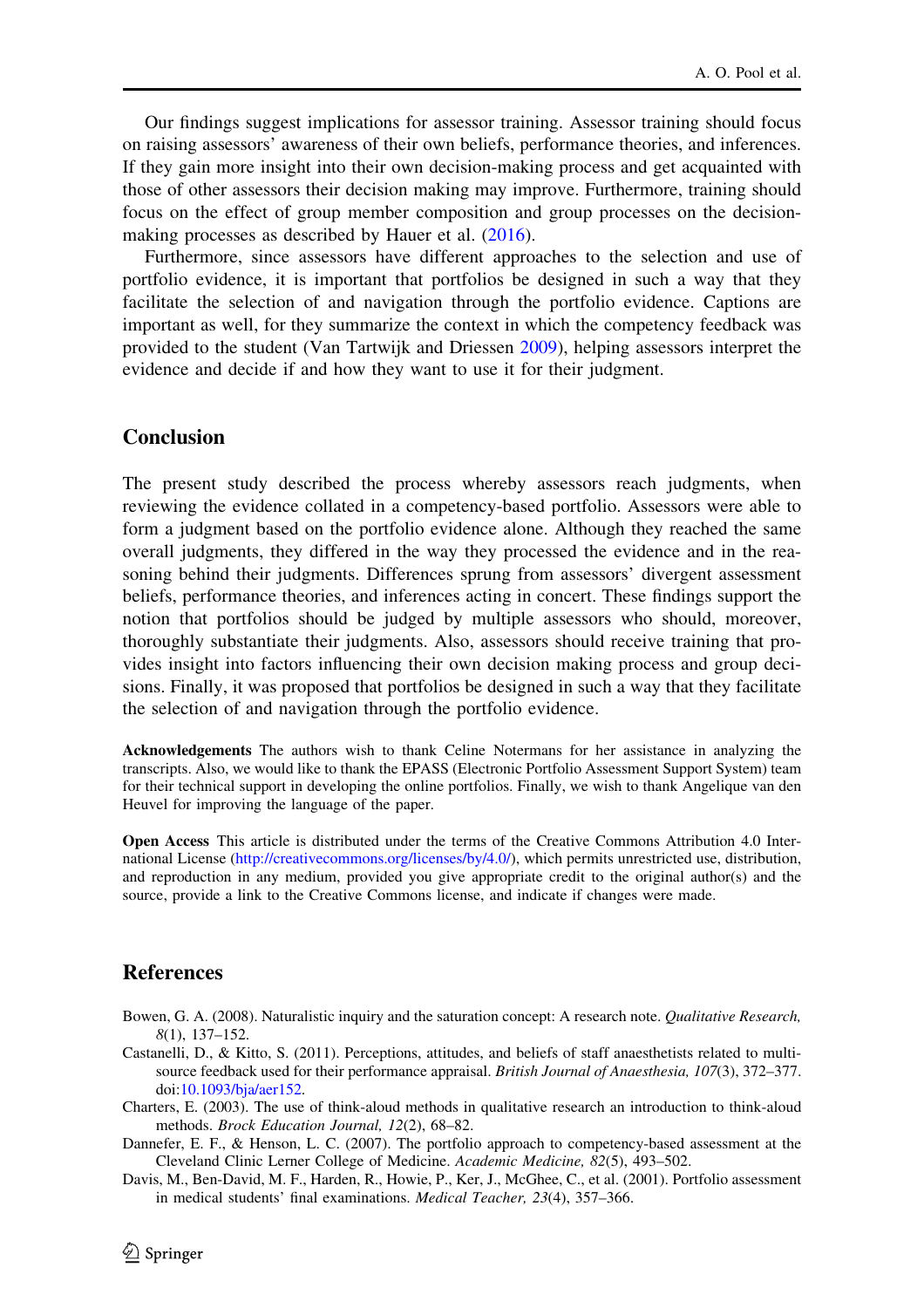Our findings suggest implications for assessor training. Assessor training should focus on raising assessors' awareness of their own beliefs, performance theories, and inferences. If they gain more insight into their own decision-making process and get acquainted with those of other assessors their decision making may improve. Furthermore, training should focus on the effect of group member composition and group processes on the decision-making processes as described by Hauer et al. (2016).

Furthermore, since assessors have different approaches to the selection and use of portfolio evidence, it is important that portfolios be designed in such a way that they facilitate the selection of and navigation through the portfolio evidence. Captions are important as well, for they summarize the context in which the competency feedback was provided to the student (Van Tartwijk and Driessen 2009), helping assessors interpret the evidence and decide if and how they want to use it for their judgment.

## Conclusion

The present study described the process whereby assessors reach judgments, when reviewing the evidence collated in a competency-based portfolio. Assessors were able to form a judgment based on the portfolio evidence alone. Although they reached the same overall judgments, they differed in the way they processed the evidence and in the reasoning behind their judgments. Differences sprung from assessors' divergent assessment beliefs, performance theories, and inferences acting in concert. These findings support the notion that portfolios should be judged by multiple assessors who should, moreover, thoroughly substantiate their judgments. Also, assessors should receive training that provides insight into factors influencing their own decision making process and group decisions. Finally, it was proposed that portfolios be designed in such a way that they facilitate the selection of and navigation through the portfolio evidence.

**Acknowledgements** The authors wish to thank Celine Notermans for her assistance in analyzing the transcripts. Also, we would like to thank the EPASS (Electronic Portfolio Assessment Support System) team for their technical support in developing the online portfolios. Finally, we wish to thank Angelique van den Heuvel for improving the language of the paper.

**Open Access** This article is distributed under the terms of the Creative Commons Attribution 4.0 International License (http://creativecommons.org/licenses/by/4.0/), which permits unrestricted use, distribution, and reproduction in any medium, provided you give appropriate credit to the original author(s) and the source, provide a link to the Creative Commons license, and indicate if changes were made.

## References

Bowen, G. A. (2008). Naturalistic inquiry and the saturation concept: A research note. *Qualitative Research, 8*(1), 137–152.

Castanelli, D., & Kitto, S. (2011). Perceptions, attitudes, and beliefs of staff anaesthetists related to multi-source feedback used for their performance appraisal. *British Journal of Anaesthesia, 107*(3), 372–377. doi:10.1093/bja/aer152.

Charters, E. (2003). The use of think-aloud methods in qualitative research an introduction to think-aloud methods. *Brock Education Journal, 12*(2), 68–82.

Dannefer, E. F., & Henson, L. C. (2007). The portfolio approach to competency-based assessment at the Cleveland Clinic Lerner College of Medicine. *Academic Medicine, 82*(5), 493–502.

Davis, M., Ben-David, M. F., Harden, R., Howie, P., Ker, J., McGhee, C., et al. (2001). Portfolio assessment in medical students' final examinations. *Medical Teacher, 23*(4), 357–366.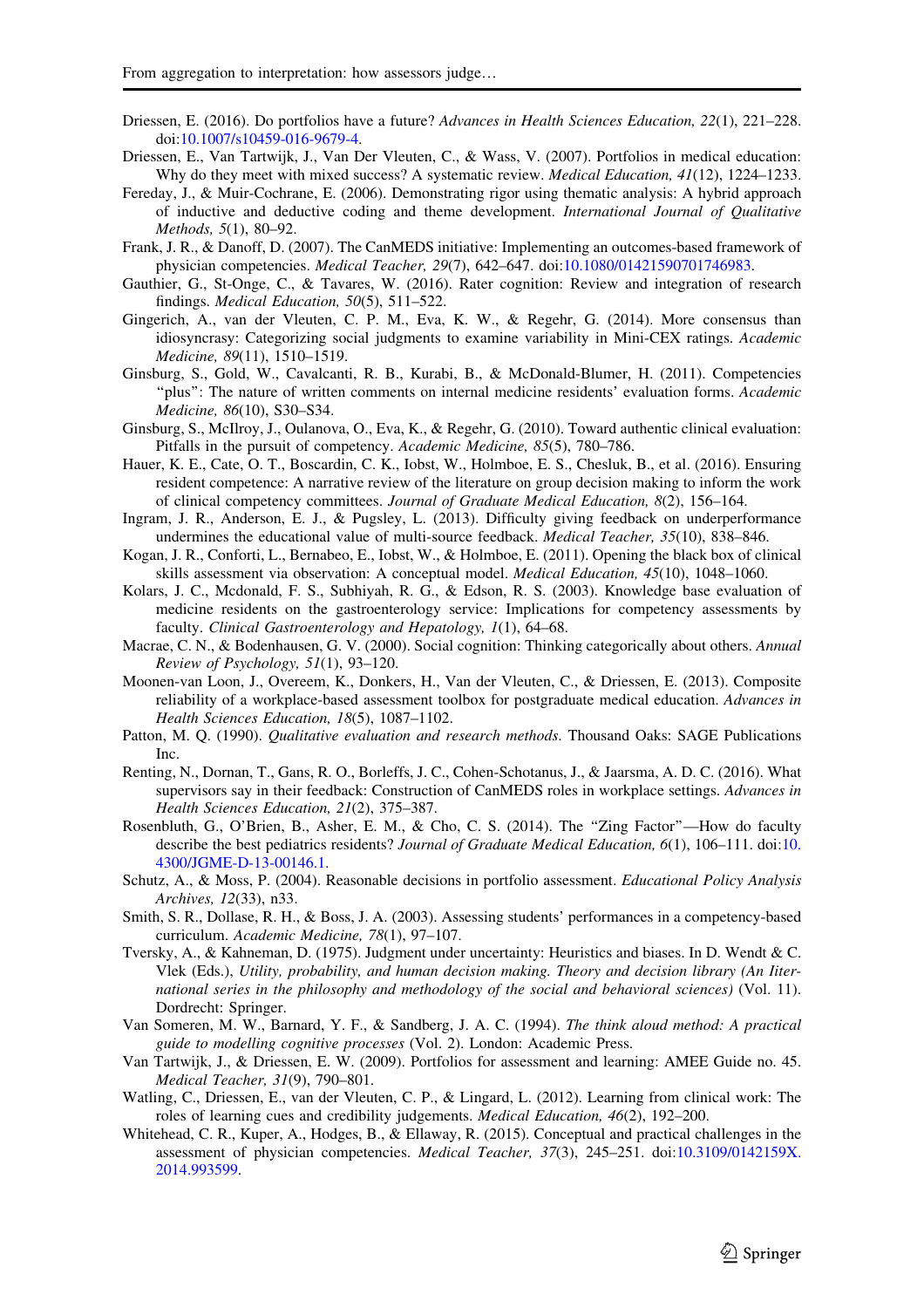Driessen, E. (2016). Do portfolios have a future? *Advances in Health Sciences Education, 22*(1), 221–228. doi:10.1007/s10459-016-9679-4.

Driessen, E., Van Tartwijk, J., Van Der Vleuten, C., & Wass, V. (2007). Portfolios in medical education: Why do they meet with mixed success? A systematic review. *Medical Education, 41*(12), 1224–1233.

Fereday, J., & Muir-Cochrane, E. (2006). Demonstrating rigor using thematic analysis: A hybrid approach of inductive and deductive coding and theme development. *International Journal of Qualitative Methods, 5*(1), 80–92.

Frank, J. R., & Danoff, D. (2007). The CanMEDS initiative: Implementing an outcomes-based framework of physician competencies. *Medical Teacher, 29*(7), 642–647. doi:10.1080/01421590701746983.

Gauthier, G., St-Onge, C., & Tavares, W. (2016). Rater cognition: Review and integration of research findings. *Medical Education, 50*(5), 511–522.

Gingerich, A., van der Vleuten, C. P. M., Eva, K. W., & Regehr, G. (2014). More consensus than idiosyncrasy: Categorizing social judgments to examine variability in Mini-CEX ratings. *Academic Medicine, 89*(11), 1510–1519.

Ginsburg, S., Gold, W., Cavalcanti, R. B., Kurabi, B., & McDonald-Blumer, H. (2011). Competencies "plus": The nature of written comments on internal medicine residents' evaluation forms. *Academic Medicine, 86*(10), S30–S34.

Ginsburg, S., McIlroy, J., Oulanova, O., Eva, K., & Regehr, G. (2010). Toward authentic clinical evaluation: Pitfalls in the pursuit of competency. *Academic Medicine, 85*(5), 780–786.

Hauer, K. E., Cate, O. T., Boscardin, C. K., Iobst, W., Holmboe, E. S., Chesluk, B., et al. (2016). Ensuring resident competence: A narrative review of the literature on group decision making to inform the work of clinical competency committees. *Journal of Graduate Medical Education, 8*(2), 156–164.

Ingram, J. R., Anderson, E. J., & Pugsley, L. (2013). Difficulty giving feedback on underperformance undermines the educational value of multi-source feedback. *Medical Teacher, 35*(10), 838–846.

Kogan, J. R., Conforti, L., Bernabeo, E., Iobst, W., & Holmboe, E. (2011). Opening the black box of clinical skills assessment via observation: A conceptual model. *Medical Education, 45*(10), 1048–1060.

Kolars, J. C., Mcdonald, F. S., Subhiyah, R. G., & Edson, R. S. (2003). Knowledge base evaluation of medicine residents on the gastroenterology service: Implications for competency assessments by faculty. *Clinical Gastroenterology and Hepatology, 1*(1), 64–68.

Macrae, C. N., & Bodenhausen, G. V. (2000). Social cognition: Thinking categorically about others. *Annual Review of Psychology, 51*(1), 93–120.

Moonen-van Loon, J., Overeem, K., Donkers, H., Van der Vleuten, C., & Driessen, E. (2013). Composite reliability of a workplace-based assessment toolbox for postgraduate medical education. *Advances in Health Sciences Education, 18*(5), 1087–1102.

Patton, M. Q. (1990). *Qualitative evaluation and research methods*. Thousand Oaks: SAGE Publications Inc.

Renting, N., Dornan, T., Gans, R. O., Borleffs, J. C., Cohen-Schotanus, J., & Jaarsma, A. D. C. (2016). What supervisors say in their feedback: Construction of CanMEDS roles in workplace settings. *Advances in Health Sciences Education, 21*(2), 375–387.

Rosenbluth, G., O'Brien, B., Asher, E. M., & Cho, C. S. (2014). The "Zing Factor"—How do faculty describe the best pediatrics residents? *Journal of Graduate Medical Education, 6*(1), 106–111. doi:10.4300/JGME-D-13-00146.1.

Schutz, A., & Moss, P. (2004). Reasonable decisions in portfolio assessment. *Educational Policy Analysis Archives, 12*(33), n33.

Smith, S. R., Dollase, R. H., & Boss, J. A. (2003). Assessing students' performances in a competency-based curriculum. *Academic Medicine, 78*(1), 97–107.

Tversky, A., & Kahneman, D. (1975). Judgment under uncertainty: Heuristics and biases. In D. Wendt & C. Vlek (Eds.), *Utility, probability, and human decision making. Theory and decision library (An International series in the philosophy and methodology of the social and behavioral sciences)* (Vol. 11). Dordrecht: Springer.

Van Someren, M. W., Barnard, Y. F., & Sandberg, J. A. C. (1994). *The think aloud method: A practical guide to modelling cognitive processes* (Vol. 2). London: Academic Press.

Van Tartwijk, J., & Driessen, E. W. (2009). Portfolios for assessment and learning: AMEE Guide no. 45. *Medical Teacher, 31*(9), 790–801.

Watling, C., Driessen, E., van der Vleuten, C. P., & Lingard, L. (2012). Learning from clinical work: The roles of learning cues and credibility judgements. *Medical Education, 46*(2), 192–200.

Whitehead, C. R., Kuper, A., Hodges, B., & Ellaway, R. (2015). Conceptual and practical challenges in the assessment of physician competencies. *Medical Teacher, 37*(3), 245–251. doi:10.3109/0142159X.2014.993599.